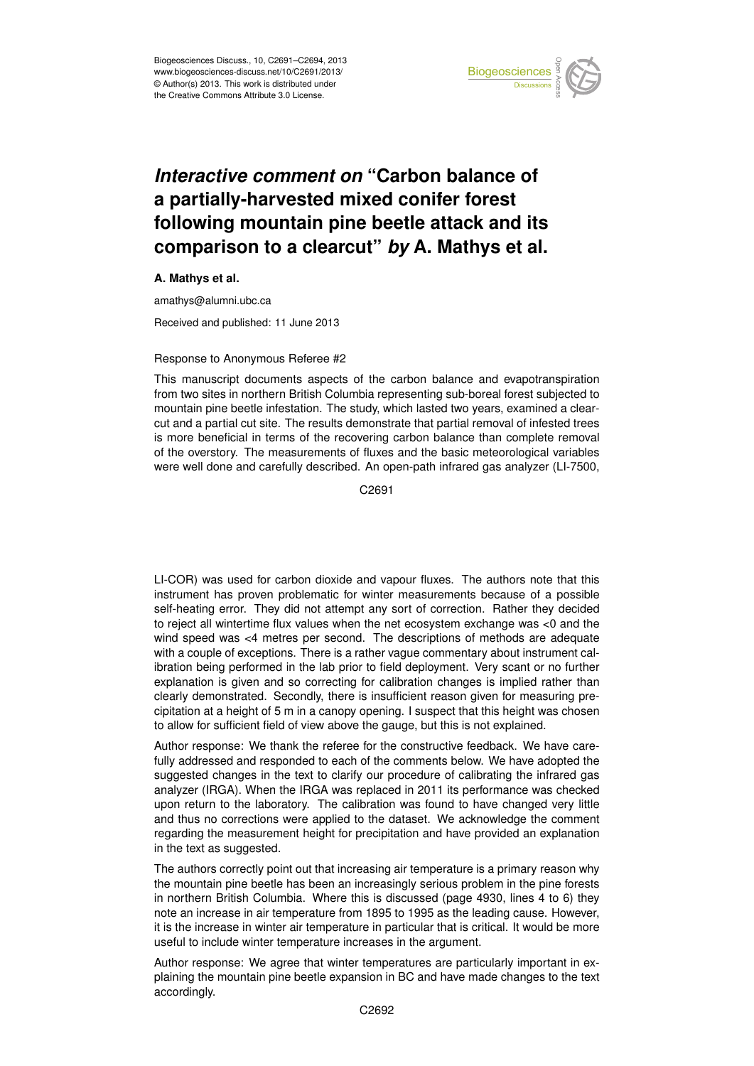# *Interactive comment on* "Carbon balance of a partially-harvested mixed conifer forest following mountain pine beetle attack and its comparison to a clearcut" *by* A. Mathys et al.

**A. Mathys et al.**

amathys@alumni.ubc.ca

Received and published: 11 June 2013

Response to Anonymous Referee #2

This manuscript documents aspects of the carbon balance and evapotranspiration from two sites in northern British Columbia representing sub-boreal forest subjected to mountain pine beetle infestation. The study, which lasted two years, examined a clearcut and a partial cut site. The results demonstrate that partial removal of infested trees is more beneficial in terms of the recovering carbon balance than complete removal of the overstory. The measurements of fluxes and the basic meteorological variables were well done and carefully described. An open-path infrared gas analyzer (LI-7500, LI-COR) was used for carbon dioxide and vapour fluxes. The authors note that this instrument has proven problematic for winter measurements because of a possible self-heating error. They did not attempt any sort of correction. Rather they decided to reject all wintertime flux values when the net ecosystem exchange was <0 and the wind speed was <4 metres per second. The descriptions of methods are adequate with a couple of exceptions. There is a rather vague commentary about instrument calibration being performed in the lab prior to field deployment. Very scant or no further explanation is given and so correcting for calibration changes is implied rather than clearly demonstrated. Secondly, there is insufficient reason given for measuring precipitation at a height of 5 m in a canopy opening. I suspect that this height was chosen to allow for sufficient field of view above the gauge, but this is not explained.

Author response: We thank the referee for the constructive feedback. We have carefully addressed and responded to each of the comments below. We have adopted the suggested changes in the text to clarify our procedure of calibrating the infrared gas analyzer (IRGA). When the IRGA was replaced in 2011 its performance was checked upon return to the laboratory. The calibration was found to have changed very little and thus no corrections were applied to the dataset. We acknowledge the comment regarding the measurement height for precipitation and have provided an explanation in the text as suggested.

The authors correctly point out that increasing air temperature is a primary reason why the mountain pine beetle has been an increasingly serious problem in the pine forests in northern British Columbia. Where this is discussed (page 4930, lines 4 to 6) they note an increase in air temperature from 1895 to 1995 as the leading cause. However, it is the increase in winter air temperature in particular that is critical. It would be more useful to include winter temperature increases in the argument.

Author response: We agree that winter temperatures are particularly important in explaining the mountain pine beetle expansion in BC and have made changes to the text accordingly.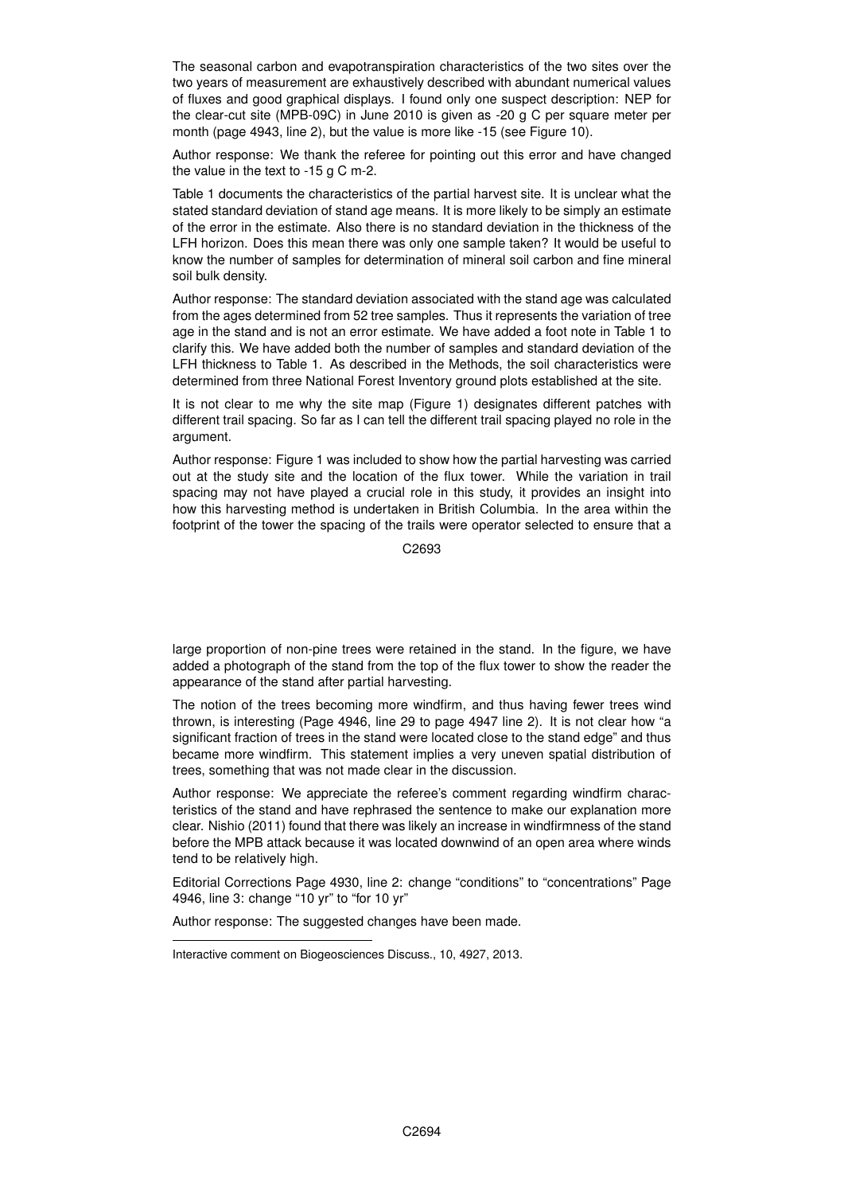The seasonal carbon and evapotranspiration characteristics of the two sites over the two years of measurement are exhaustively described with abundant numerical values of fluxes and good graphical displays. I found only one suspect description: NEP for the clear-cut site (MPB-09C) in June 2010 is given as -20 g C per square meter per month (page 4943, line 2), but the value is more like -15 (see Figure 10).

Author response: We thank the referee for pointing out this error and have changed the value in the text to -15 g C m-2.

Table 1 documents the characteristics of the partial harvest site. It is unclear what the stated standard deviation of stand age means. It is more likely to be simply an estimate of the error in the estimate. Also there is no standard deviation in the thickness of the LFH horizon. Does this mean there was only one sample taken? It would be useful to know the number of samples for determination of mineral soil carbon and fine mineral soil bulk density.

Author response: The standard deviation associated with the stand age was calculated from the ages determined from 52 tree samples. Thus it represents the variation of tree age in the stand and is not an error estimate. We have added a foot note in Table 1 to clarify this. We have added both the number of samples and standard deviation of the LFH thickness to Table 1. As described in the Methods, the soil characteristics were determined from three National Forest Inventory ground plots established at the site.

It is not clear to me why the site map (Figure 1) designates different patches with different trail spacing. So far as I can tell the different trail spacing played no role in the argument.

Author response: Figure 1 was included to show how the partial harvesting was carried out at the study site and the location of the flux tower. While the variation in trail spacing may not have played a crucial role in this study, it provides an insight into how this harvesting method is undertaken in British Columbia. In the area within the footprint of the tower the spacing of the trails were operator selected to ensure that a large proportion of non-pine trees were retained in the stand. In the figure, we have added a photograph of the stand from the top of the flux tower to show the reader the appearance of the stand after partial harvesting.

The notion of the trees becoming more windfirm, and thus having fewer trees wind thrown, is interesting (Page 4946, line 29 to page 4947 line 2). It is not clear how "a significant fraction of trees in the stand were located close to the stand edge" and thus became more windfirm. This statement implies a very uneven spatial distribution of trees, something that was not made clear in the discussion.

Author response: We appreciate the referee's comment regarding windfirm characteristics of the stand and have rephrased the sentence to make our explanation more clear. Nishio (2011) found that there was likely an increase in windfirmness of the stand before the MPB attack because it was located downwind of an open area where winds tend to be relatively high.

Editorial Corrections Page 4930, line 2: change "conditions" to "concentrations" Page 4946, line 3: change "10 yr" to "for 10 yr"

Author response: The suggested changes have been made.

---

Interactive comment on Biogeosciences Discuss., 10, 4927, 2013.